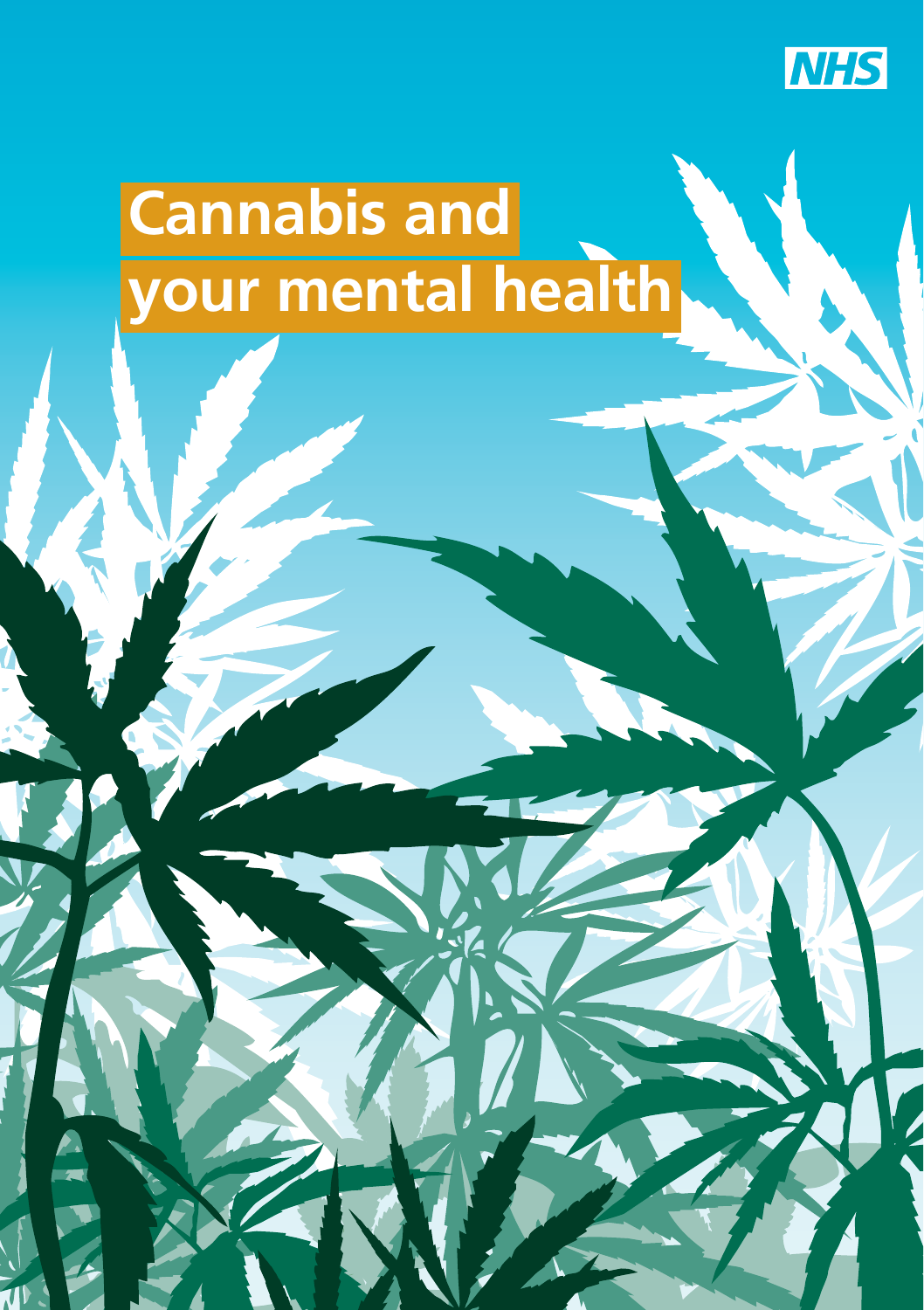NHS

# Cannabis and your mental health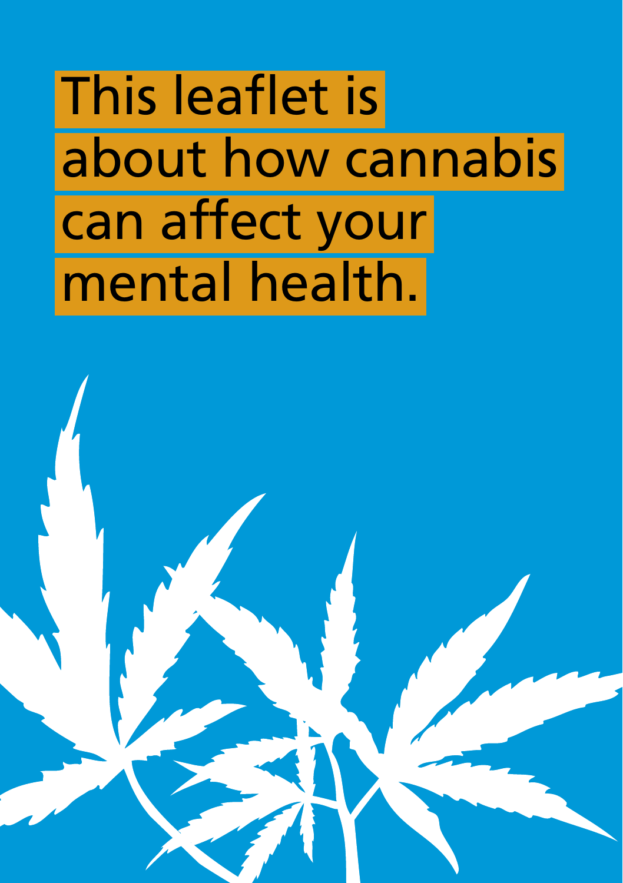# This leaflet is about how cannabis can affect your mental health.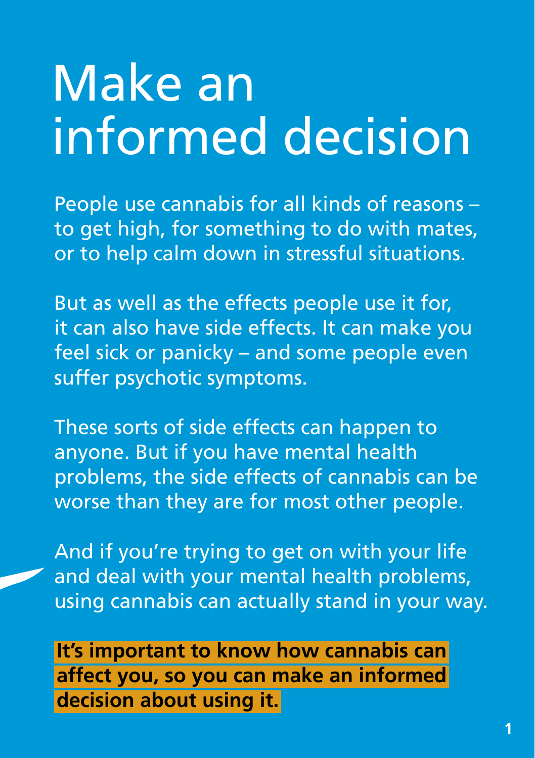# Make an informed decision

People use cannabis for all kinds of reasons – to get high, for something to do with mates, or to help calm down in stressful situations.

But as well as the effects people use it for, it can also have side effects. It can make you feel sick or panicky – and some people even suffer psychotic symptoms.

These sorts of side effects can happen to anyone. But if you have mental health problems, the side effects of cannabis can be worse than they are for most other people.

And if you're trying to get on with your life and deal with your mental health problems, using cannabis can actually stand in your way.

**It's important to know how cannabis can affect you, so you can make an informed decision about using it.**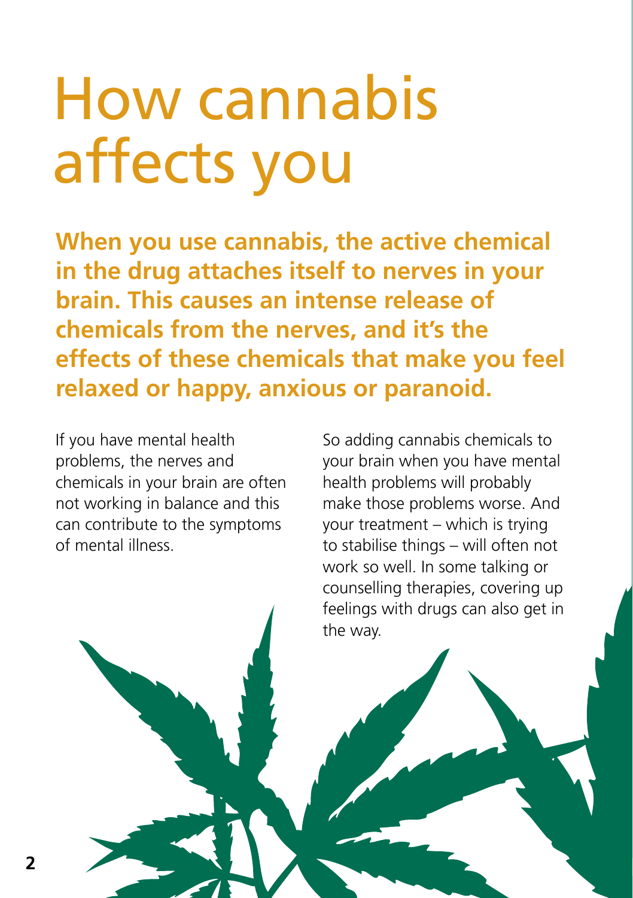# How cannabis affects you

**When you use cannabis, the active chemical in the drug attaches itself to nerves in your brain. This causes an intense release of chemicals from the nerves, and it's the effects of these chemicals that make you feel relaxed or happy, anxious or paranoid.**

If you have mental health problems, the nerves and chemicals in your brain are often not working in balance and this can contribute to the symptoms of mental illness.

So adding cannabis chemicals to your brain when you have mental health problems will probably make those problems worse. And your treatment – which is trying to stabilise things – will often not work so well. In some talking or counselling therapies, covering up feelings with drugs can also get in the way.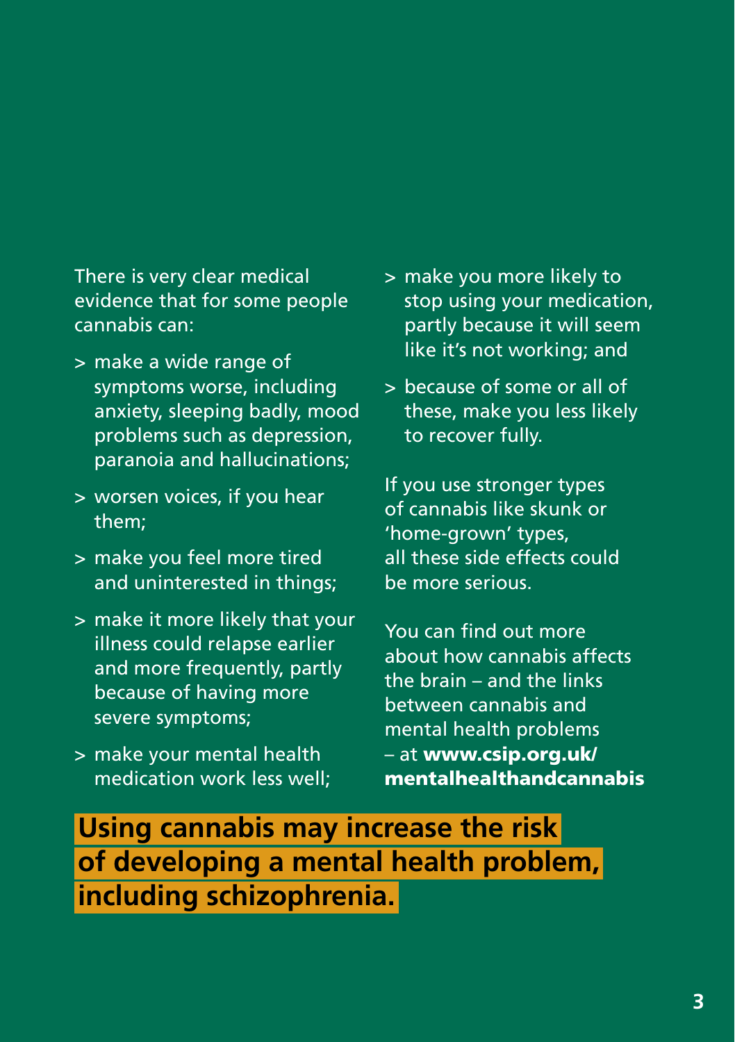There is very clear medical evidence that for some people cannabis can:

- make a wide range of symptoms worse, including anxiety, sleeping badly, mood problems such as depression, paranoia and hallucinations;
- worsen voices, if you hear them;
- make you feel more tired and uninterested in things;
- make it more likely that your illness could relapse earlier and more frequently, partly because of having more severe symptoms;
- make your mental health medication work less well;
- make you more likely to stop using your medication, partly because it will seem like it's not working; and
- because of some or all of these, make you less likely to recover fully.

If you use stronger types of cannabis like skunk or 'home-grown' types, all these side effects could be more serious.

You can find out more about how cannabis affects the brain – and the links between cannabis and mental health problems – at **www.csip.org.uk/mentalhealthandcannabis**

**Using cannabis may increase the risk of developing a mental health problem, including schizophrenia.**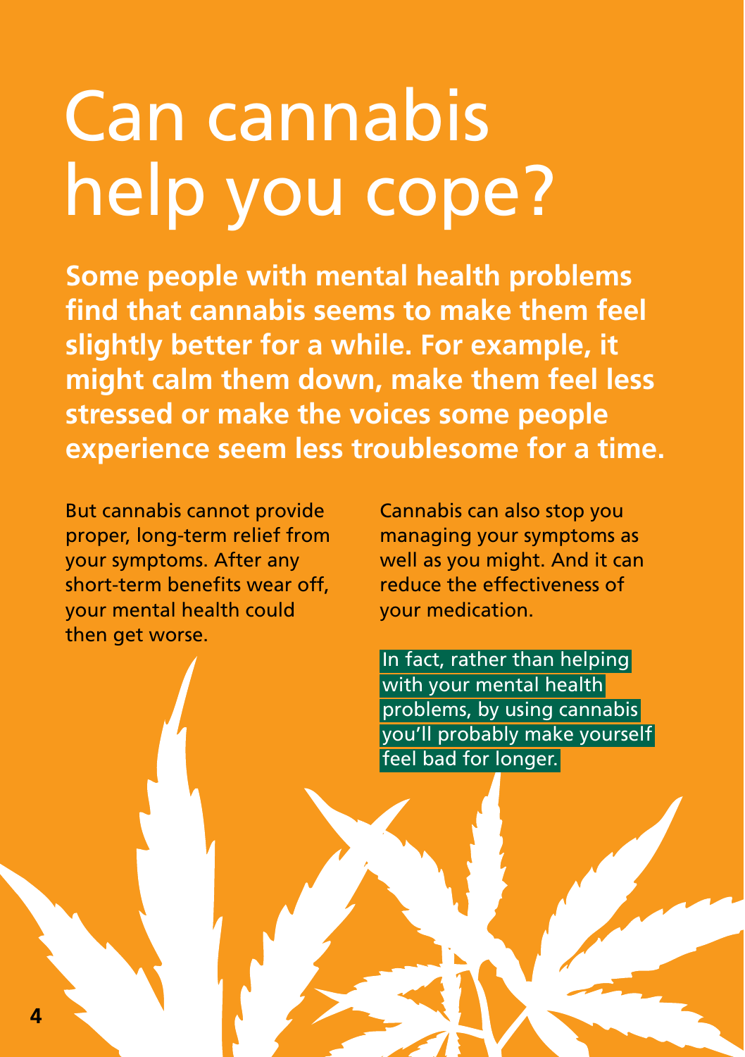# Can cannabis help you cope?

**Some people with mental health problems find that cannabis seems to make them feel slightly better for a while. For example, it might calm them down, make them feel less stressed or make the voices some people experience seem less troublesome for a time.**

But cannabis cannot provide proper, long-term relief from your symptoms. After any short-term benefits wear off, your mental health could then get worse.

Cannabis can also stop you managing your symptoms as well as you might. And it can reduce the effectiveness of your medication.

In fact, rather than helping with your mental health problems, by using cannabis you'll probably make yourself feel bad for longer.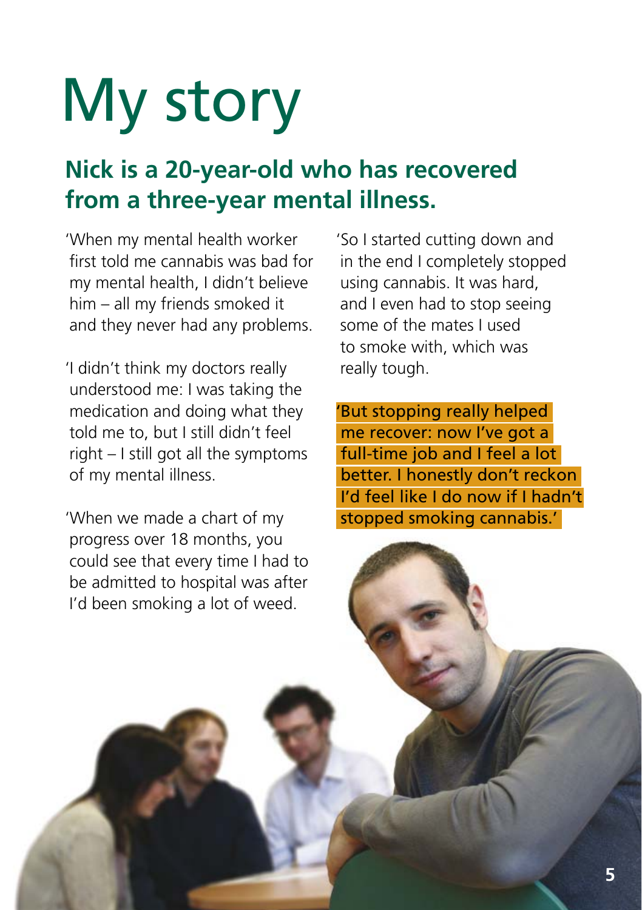# My story

## Nick is a 20-year-old who has recovered from a three-year mental illness.

'When my mental health worker first told me cannabis was bad for my mental health, I didn't believe him – all my friends smoked it and they never had any problems.

'I didn't think my doctors really understood me: I was taking the medication and doing what they told me to, but I still didn't feel right – I still got all the symptoms of my mental illness.

'When we made a chart of my progress over 18 months, you could see that every time I had to be admitted to hospital was after I'd been smoking a lot of weed.

'So I started cutting down and in the end I completely stopped using cannabis. It was hard, and I even had to stop seeing some of the mates I used to smoke with, which was really tough.

'But stopping really helped me recover: now I've got a full-time job and I feel a lot better. I honestly don't reckon I'd feel like I do now if I hadn't stopped smoking cannabis.'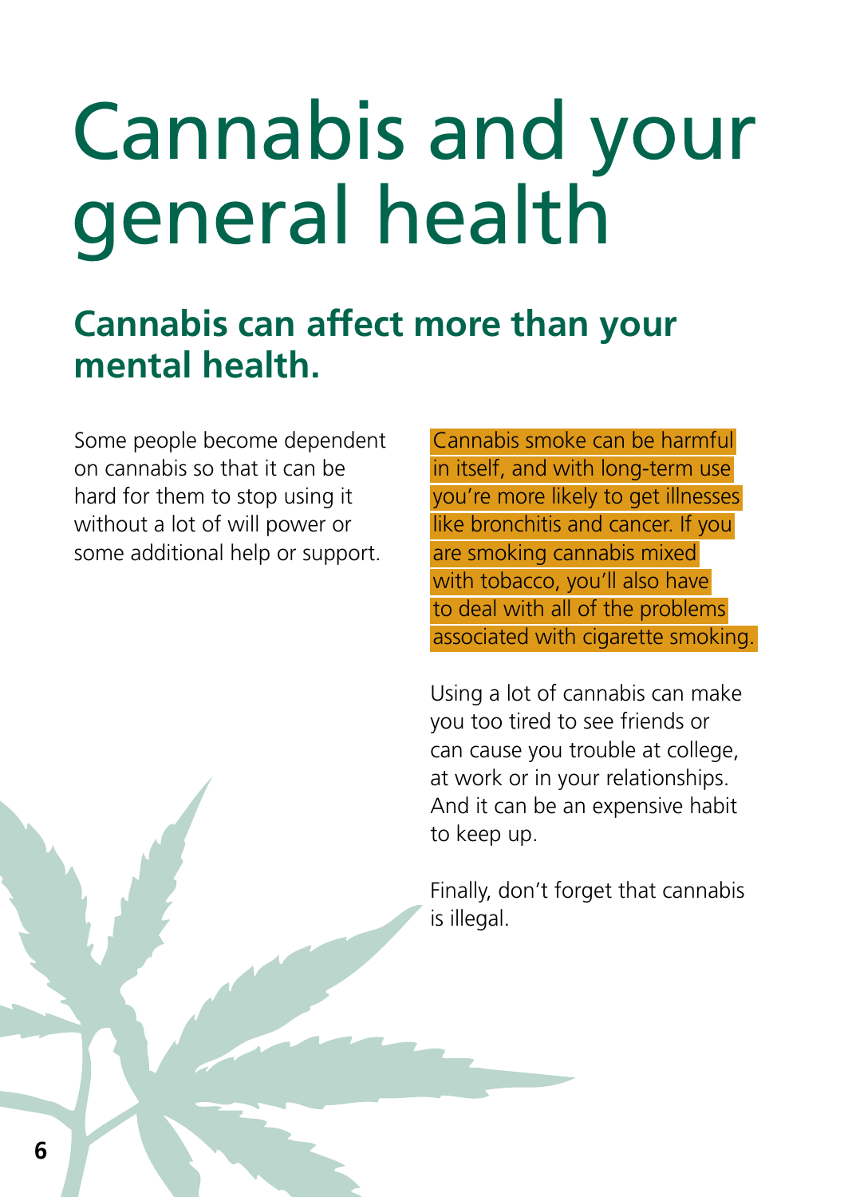# Cannabis and your general health

## Cannabis can affect more than your mental health.

Some people become dependent on cannabis so that it can be hard for them to stop using it without a lot of will power or some additional help or support.

Cannabis smoke can be harmful in itself, and with long-term use you're more likely to get illnesses like bronchitis and cancer. If you are smoking cannabis mixed with tobacco, you'll also have to deal with all of the problems associated with cigarette smoking.

Using a lot of cannabis can make you too tired to see friends or can cause you trouble at college, at work or in your relationships. And it can be an expensive habit to keep up.

Finally, don't forget that cannabis is illegal.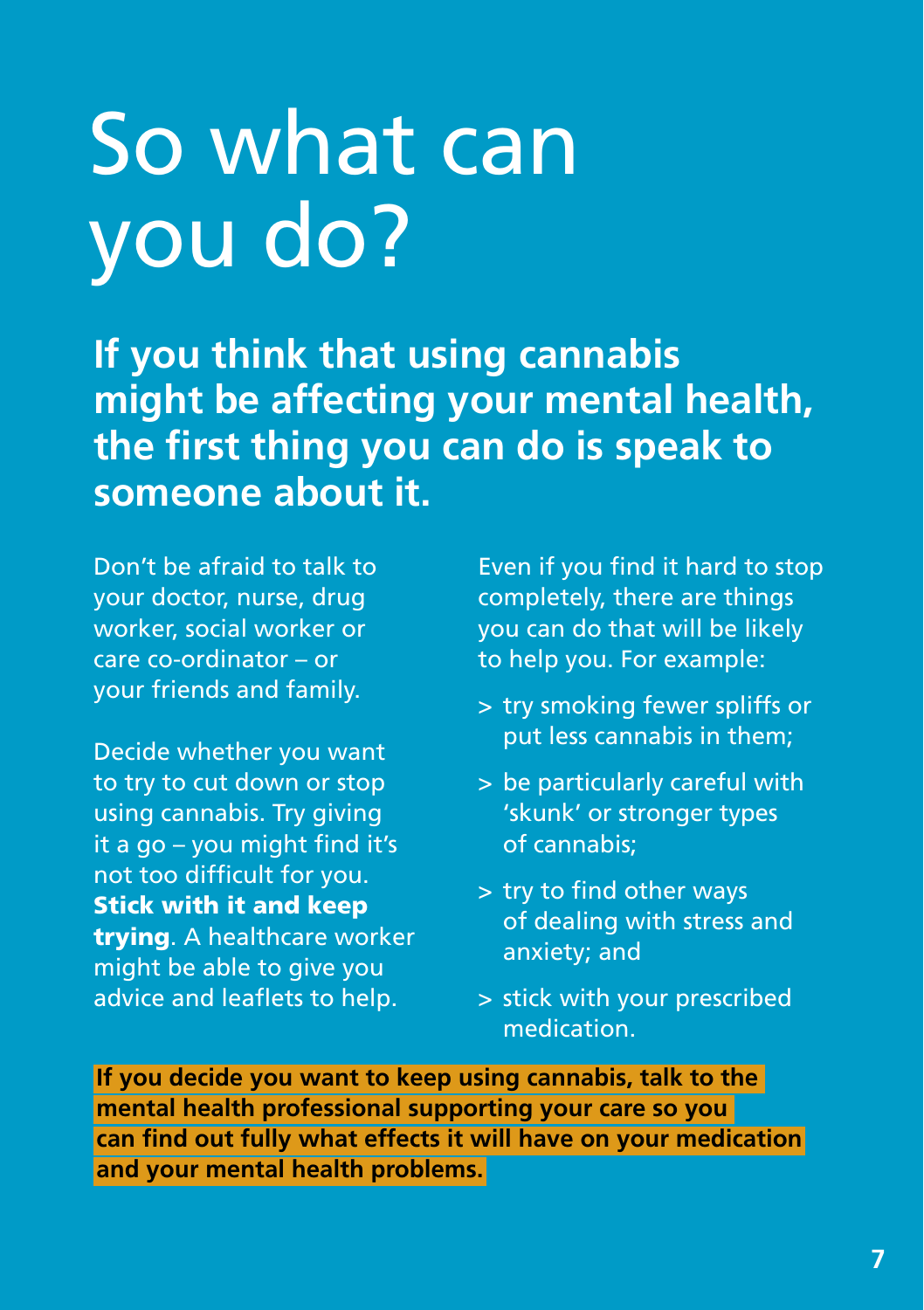# So what can you do?

**If you think that using cannabis might be affecting your mental health, the first thing you can do is speak to someone about it.**

Don't be afraid to talk to your doctor, nurse, drug worker, social worker or care co-ordinator – or your friends and family.

Decide whether you want to try to cut down or stop using cannabis. Try giving it a go – you might find it's not too difficult for you. **Stick with it and keep trying**. A healthcare worker might be able to give you advice and leaflets to help.

Even if you find it hard to stop completely, there are things you can do that will be likely to help you. For example:

> try smoking fewer spliffs or put less cannabis in them;

> be particularly careful with 'skunk' or stronger types of cannabis;

> try to find other ways of dealing with stress and anxiety; and

> stick with your prescribed medication.

**If you decide you want to keep using cannabis, talk to the mental health professional supporting your care so you can find out fully what effects it will have on your medication and your mental health problems.**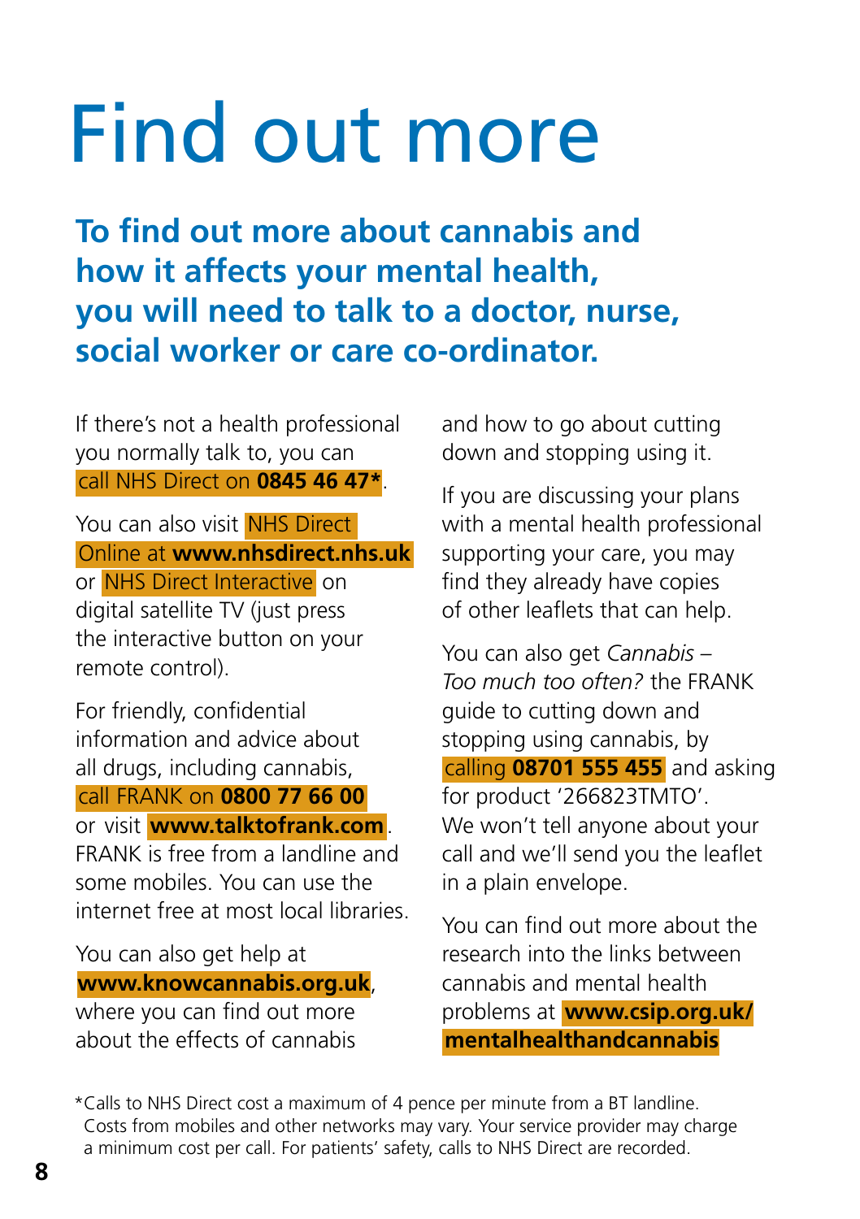# Find out more

## To find out more about cannabis and how it affects your mental health, you will need to talk to a doctor, nurse, social worker or care co-ordinator.

If there's not a health professional you normally talk to, you can call NHS Direct on **0845 46 47***.

You can also visit NHS Direct Online at **www.nhsdirect.nhs.uk** or NHS Direct Interactive on digital satellite TV (just press the interactive button on your remote control).

For friendly, confidential information and advice about all drugs, including cannabis, call FRANK on **0800 77 66 00** or visit **www.talktofrank.com**. FRANK is free from a landline and some mobiles. You can use the internet free at most local libraries.

You can also get help at **www.knowcannabis.org.uk**, where you can find out more about the effects of cannabis and how to go about cutting down and stopping using it.

If you are discussing your plans with a mental health professional supporting your care, you may find they already have copies of other leaflets that can help.

You can also get *Cannabis – Too much too often?* the FRANK guide to cutting down and stopping using cannabis, by calling **08701 555 455** and asking for product '266823TMTO'. We won't tell anyone about your call and we'll send you the leaflet in a plain envelope.

You can find out more about the research into the links between cannabis and mental health problems at **www.csip.org.uk/mentalhealthandcannabis**

*Calls to NHS Direct cost a maximum of 4 pence per minute from a BT landline. Costs from mobiles and other networks may vary. Your service provider may charge a minimum cost per call. For patients' safety, calls to NHS Direct are recorded.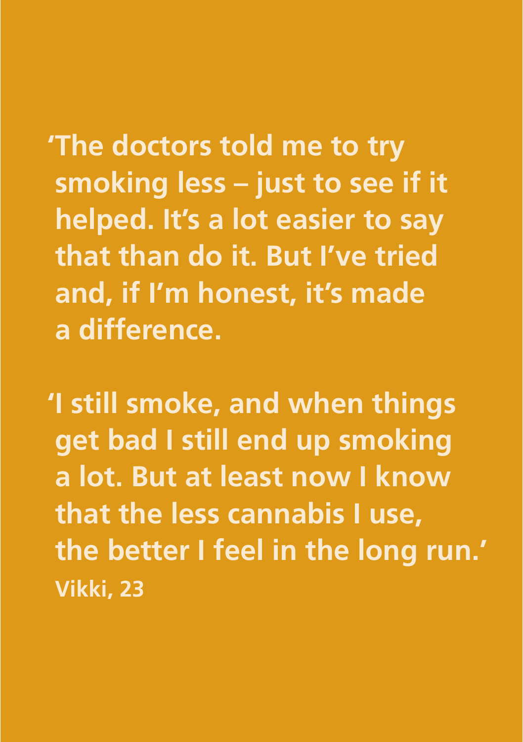**'The doctors told me to try smoking less – just to see if it helped. It's a lot easier to say that than do it. But I've tried and, if I'm honest, it's made a difference.**

**'I still smoke, and when things get bad I still end up smoking a lot. But at least now I know that the less cannabis I use, the better I feel in the long run.'**

**Vikki, 23**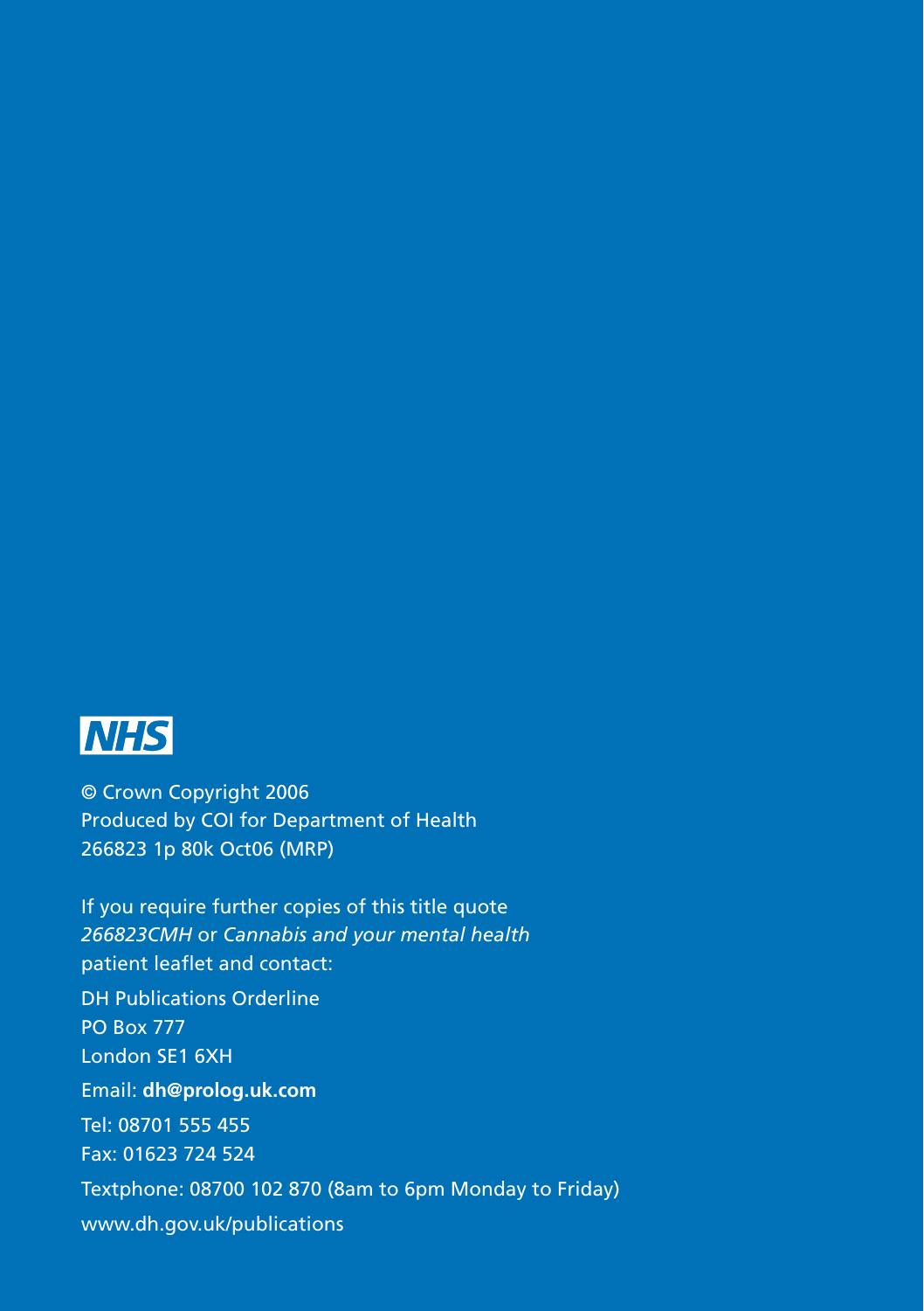**NHS**

© Crown Copyright 2006
Produced by COI for Department of Health
266823 1p 80k Oct06 (MRP)

If you require further copies of this title quote *266823CMH* or *Cannabis and your mental health* patient leaflet and contact:

DH Publications Orderline
PO Box 777
London SE1 6XH

Email: **dh@prolog.uk.com**

Tel: 08701 555 455
Fax: 01623 724 524

Textphone: 08700 102 870 (8am to 6pm Monday to Friday)

www.dh.gov.uk/publications